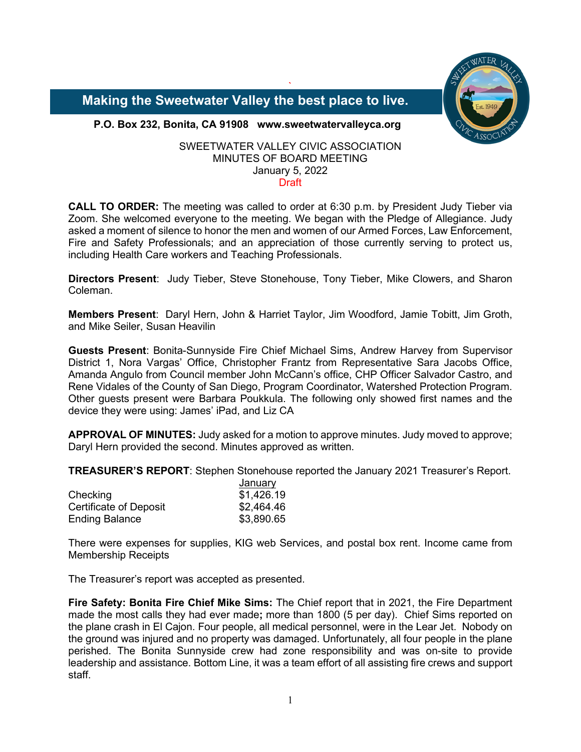## Making the Sweetwater Valley the best place to live.

**P.O. Box 232, Bonita, CA 91908   www.sweetwatervalleyca.org**

SWEETWATER VALLEY CIVIC ASSOCIATION
MINUTES OF BOARD MEETING
January 5, 2022
Draft

**CALL TO ORDER:** The meeting was called to order at 6:30 p.m. by President Judy Tieber via Zoom. She welcomed everyone to the meeting. We began with the Pledge of Allegiance. Judy asked a moment of silence to honor the men and women of our Armed Forces, Law Enforcement, Fire and Safety Professionals; and an appreciation of those currently serving to protect us, including Health Care workers and Teaching Professionals.

**Directors Present**: Judy Tieber, Steve Stonehouse, Tony Tieber, Mike Clowers, and Sharon Coleman.

**Members Present**: Daryl Hern, John & Harriet Taylor, Jim Woodford, Jamie Tobitt, Jim Groth, and Mike Seiler, Susan Heavilin

**Guests Present**: Bonita-Sunnyside Fire Chief Michael Sims, Andrew Harvey from Supervisor District 1, Nora Vargas' Office, Christopher Frantz from Representative Sara Jacobs Office, Amanda Angulo from Council member John McCann's office, CHP Officer Salvador Castro, and Rene Vidales of the County of San Diego, Program Coordinator, Watershed Protection Program. Other guests present were Barbara Poukkula. The following only showed first names and the device they were using: James' iPad, and Liz CA

**APPROVAL OF MINUTES:** Judy asked for a motion to approve minutes. Judy moved to approve; Daryl Hern provided the second. Minutes approved as written.

**TREASURER'S REPORT**: Stephen Stonehouse reported the January 2021 Treasurer's Report.

| | January |
|---|---|
| Checking | $1,426.19 |
| Certificate of Deposit | $2,464.46 |
| Ending Balance | $3,890.65 |

There were expenses for supplies, KIG web Services, and postal box rent. Income came from Membership Receipts

The Treasurer's report was accepted as presented.

**Fire Safety: Bonita Fire Chief Mike Sims:** The Chief report that in 2021, the Fire Department made the most calls they had ever made**;** more than 1800 (5 per day). Chief Sims reported on the plane crash in El Cajon. Four people, all medical personnel, were in the Lear Jet. Nobody on the ground was injured and no property was damaged. Unfortunately, all four people in the plane perished. The Bonita Sunnyside crew had zone responsibility and was on-site to provide leadership and assistance. Bottom Line, it was a team effort of all assisting fire crews and support staff.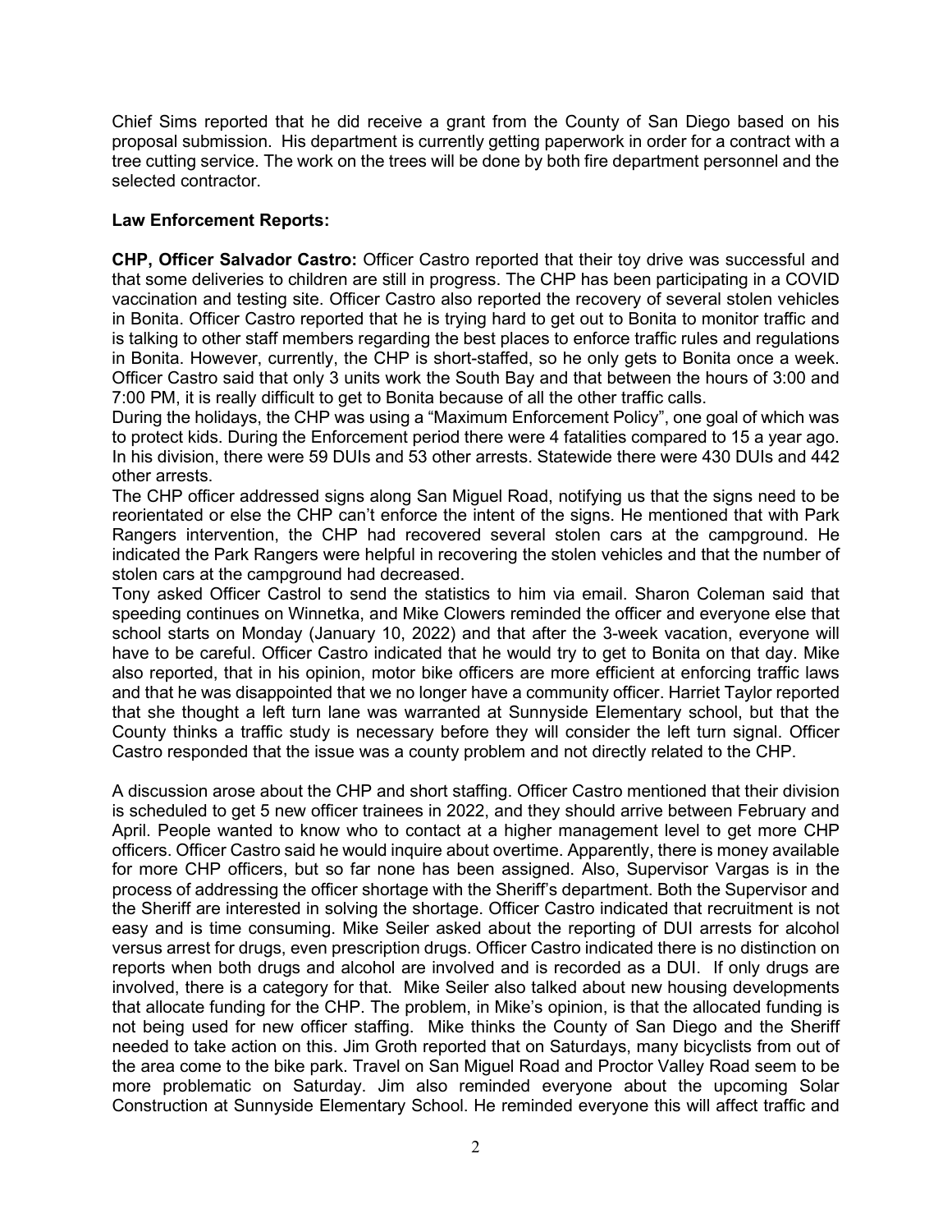Chief Sims reported that he did receive a grant from the County of San Diego based on his proposal submission. His department is currently getting paperwork in order for a contract with a tree cutting service. The work on the trees will be done by both fire department personnel and the selected contractor.

**Law Enforcement Reports:**

**CHP, Officer Salvador Castro:** Officer Castro reported that their toy drive was successful and that some deliveries to children are still in progress. The CHP has been participating in a COVID vaccination and testing site. Officer Castro also reported the recovery of several stolen vehicles in Bonita. Officer Castro reported that he is trying hard to get out to Bonita to monitor traffic and is talking to other staff members regarding the best places to enforce traffic rules and regulations in Bonita. However, currently, the CHP is short-staffed, so he only gets to Bonita once a week. Officer Castro said that only 3 units work the South Bay and that between the hours of 3:00 and 7:00 PM, it is really difficult to get to Bonita because of all the other traffic calls.
During the holidays, the CHP was using a "Maximum Enforcement Policy", one goal of which was to protect kids. During the Enforcement period there were 4 fatalities compared to 15 a year ago. In his division, there were 59 DUIs and 53 other arrests. Statewide there were 430 DUIs and 442 other arrests.
The CHP officer addressed signs along San Miguel Road, notifying us that the signs need to be reorientated or else the CHP can't enforce the intent of the signs. He mentioned that with Park Rangers intervention, the CHP had recovered several stolen cars at the campground. He indicated the Park Rangers were helpful in recovering the stolen vehicles and that the number of stolen cars at the campground had decreased.
Tony asked Officer Castrol to send the statistics to him via email. Sharon Coleman said that speeding continues on Winnetka, and Mike Clowers reminded the officer and everyone else that school starts on Monday (January 10, 2022) and that after the 3-week vacation, everyone will have to be careful. Officer Castro indicated that he would try to get to Bonita on that day. Mike also reported, that in his opinion, motor bike officers are more efficient at enforcing traffic laws and that he was disappointed that we no longer have a community officer. Harriet Taylor reported that she thought a left turn lane was warranted at Sunnyside Elementary school, but that the County thinks a traffic study is necessary before they will consider the left turn signal. Officer Castro responded that the issue was a county problem and not directly related to the CHP.

A discussion arose about the CHP and short staffing. Officer Castro mentioned that their division is scheduled to get 5 new officer trainees in 2022, and they should arrive between February and April. People wanted to know who to contact at a higher management level to get more CHP officers. Officer Castro said he would inquire about overtime. Apparently, there is money available for more CHP officers, but so far none has been assigned. Also, Supervisor Vargas is in the process of addressing the officer shortage with the Sheriff's department. Both the Supervisor and the Sheriff are interested in solving the shortage. Officer Castro indicated that recruitment is not easy and is time consuming. Mike Seiler asked about the reporting of DUI arrests for alcohol versus arrest for drugs, even prescription drugs. Officer Castro indicated there is no distinction on reports when both drugs and alcohol are involved and is recorded as a DUI. If only drugs are involved, there is a category for that. Mike Seiler also talked about new housing developments that allocate funding for the CHP. The problem, in Mike's opinion, is that the allocated funding is not being used for new officer staffing. Mike thinks the County of San Diego and the Sheriff needed to take action on this. Jim Groth reported that on Saturdays, many bicyclists from out of the area come to the bike park. Travel on San Miguel Road and Proctor Valley Road seem to be more problematic on Saturday. Jim also reminded everyone about the upcoming Solar Construction at Sunnyside Elementary School. He reminded everyone this will affect traffic and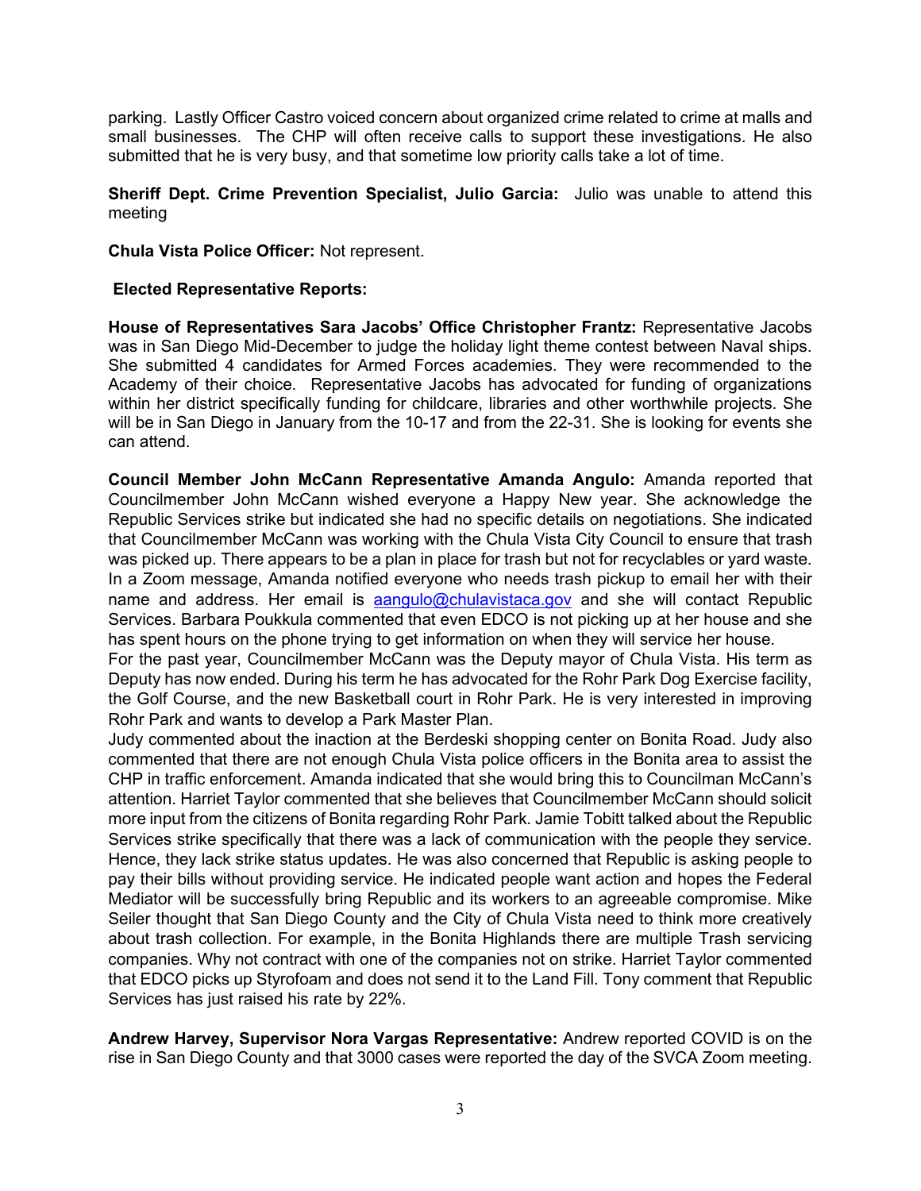parking. Lastly Officer Castro voiced concern about organized crime related to crime at malls and small businesses. The CHP will often receive calls to support these investigations. He also submitted that he is very busy, and that sometime low priority calls take a lot of time.

**Sheriff Dept. Crime Prevention Specialist, Julio Garcia:** Julio was unable to attend this meeting

**Chula Vista Police Officer:** Not represent.

**Elected Representative Reports:**

**House of Representatives Sara Jacobs' Office Christopher Frantz:** Representative Jacobs was in San Diego Mid-December to judge the holiday light theme contest between Naval ships. She submitted 4 candidates for Armed Forces academies. They were recommended to the Academy of their choice. Representative Jacobs has advocated for funding of organizations within her district specifically funding for childcare, libraries and other worthwhile projects. She will be in San Diego in January from the 10-17 and from the 22-31. She is looking for events she can attend.

**Council Member John McCann Representative Amanda Angulo:** Amanda reported that Councilmember John McCann wished everyone a Happy New year. She acknowledge the Republic Services strike but indicated she had no specific details on negotiations. She indicated that Councilmember McCann was working with the Chula Vista City Council to ensure that trash was picked up. There appears to be a plan in place for trash but not for recyclables or yard waste. In a Zoom message, Amanda notified everyone who needs trash pickup to email her with their name and address. Her email is aangulo@chulavistaca.gov and she will contact Republic Services. Barbara Poukkula commented that even EDCO is not picking up at her house and she has spent hours on the phone trying to get information on when they will service her house.
For the past year, Councilmember McCann was the Deputy mayor of Chula Vista. His term as Deputy has now ended. During his term he has advocated for the Rohr Park Dog Exercise facility, the Golf Course, and the new Basketball court in Rohr Park. He is very interested in improving Rohr Park and wants to develop a Park Master Plan.
Judy commented about the inaction at the Berdeski shopping center on Bonita Road. Judy also commented that there are not enough Chula Vista police officers in the Bonita area to assist the CHP in traffic enforcement. Amanda indicated that she would bring this to Councilman McCann's attention. Harriet Taylor commented that she believes that Councilmember McCann should solicit more input from the citizens of Bonita regarding Rohr Park. Jamie Tobitt talked about the Republic Services strike specifically that there was a lack of communication with the people they service. Hence, they lack strike status updates. He was also concerned that Republic is asking people to pay their bills without providing service. He indicated people want action and hopes the Federal Mediator will be successfully bring Republic and its workers to an agreeable compromise. Mike Seiler thought that San Diego County and the City of Chula Vista need to think more creatively about trash collection. For example, in the Bonita Highlands there are multiple Trash servicing companies. Why not contract with one of the companies not on strike. Harriet Taylor commented that EDCO picks up Styrofoam and does not send it to the Land Fill. Tony comment that Republic Services has just raised his rate by 22%.

**Andrew Harvey, Supervisor Nora Vargas Representative:** Andrew reported COVID is on the rise in San Diego County and that 3000 cases were reported the day of the SVCA Zoom meeting.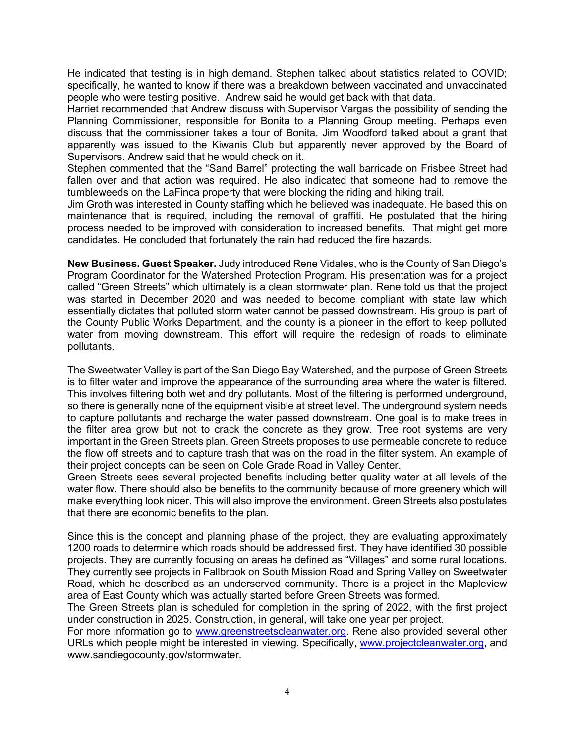He indicated that testing is in high demand. Stephen talked about statistics related to COVID; specifically, he wanted to know if there was a breakdown between vaccinated and unvaccinated people who were testing positive. Andrew said he would get back with that data.

Harriet recommended that Andrew discuss with Supervisor Vargas the possibility of sending the Planning Commissioner, responsible for Bonita to a Planning Group meeting. Perhaps even discuss that the commissioner takes a tour of Bonita. Jim Woodford talked about a grant that apparently was issued to the Kiwanis Club but apparently never approved by the Board of Supervisors. Andrew said that he would check on it.

Stephen commented that the "Sand Barrel" protecting the wall barricade on Frisbee Street had fallen over and that action was required. He also indicated that someone had to remove the tumbleweeds on the LaFinca property that were blocking the riding and hiking trail.

Jim Groth was interested in County staffing which he believed was inadequate. He based this on maintenance that is required, including the removal of graffiti. He postulated that the hiring process needed to be improved with consideration to increased benefits. That might get more candidates. He concluded that fortunately the rain had reduced the fire hazards.

**New Business. Guest Speaker.** Judy introduced Rene Vidales, who is the County of San Diego's Program Coordinator for the Watershed Protection Program. His presentation was for a project called "Green Streets" which ultimately is a clean stormwater plan. Rene told us that the project was started in December 2020 and was needed to become compliant with state law which essentially dictates that polluted storm water cannot be passed downstream. His group is part of the County Public Works Department, and the county is a pioneer in the effort to keep polluted water from moving downstream. This effort will require the redesign of roads to eliminate pollutants.

The Sweetwater Valley is part of the San Diego Bay Watershed, and the purpose of Green Streets is to filter water and improve the appearance of the surrounding area where the water is filtered. This involves filtering both wet and dry pollutants. Most of the filtering is performed underground, so there is generally none of the equipment visible at street level. The underground system needs to capture pollutants and recharge the water passed downstream. One goal is to make trees in the filter area grow but not to crack the concrete as they grow. Tree root systems are very important in the Green Streets plan. Green Streets proposes to use permeable concrete to reduce the flow off streets and to capture trash that was on the road in the filter system. An example of their project concepts can be seen on Cole Grade Road in Valley Center.

Green Streets sees several projected benefits including better quality water at all levels of the water flow. There should also be benefits to the community because of more greenery which will make everything look nicer. This will also improve the environment. Green Streets also postulates that there are economic benefits to the plan.

Since this is the concept and planning phase of the project, they are evaluating approximately 1200 roads to determine which roads should be addressed first. They have identified 30 possible projects. They are currently focusing on areas he defined as "Villages" and some rural locations. They currently see projects in Fallbrook on South Mission Road and Spring Valley on Sweetwater Road, which he described as an underserved community. There is a project in the Mapleview area of East County which was actually started before Green Streets was formed.

The Green Streets plan is scheduled for completion in the spring of 2022, with the first project under construction in 2025. Construction, in general, will take one year per project.

For more information go to www.greenstreetscleanwater.org. Rene also provided several other URLs which people might be interested in viewing. Specifically, www.projectcleanwater.org, and www.sandiegocounty.gov/stormwater.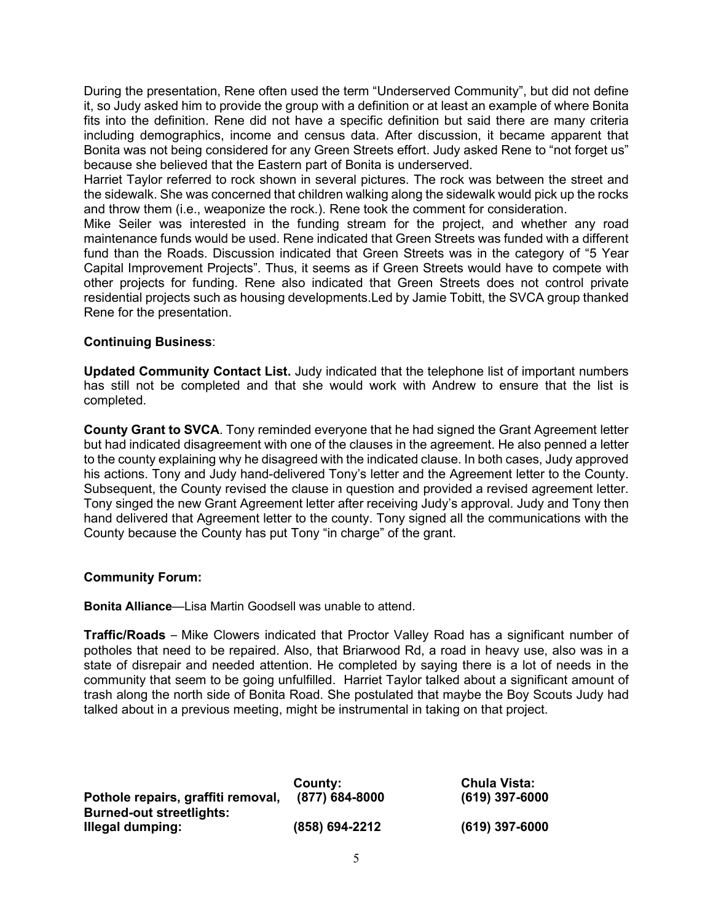During the presentation, Rene often used the term "Underserved Community", but did not define it, so Judy asked him to provide the group with a definition or at least an example of where Bonita fits into the definition. Rene did not have a specific definition but said there are many criteria including demographics, income and census data. After discussion, it became apparent that Bonita was not being considered for any Green Streets effort. Judy asked Rene to "not forget us" because she believed that the Eastern part of Bonita is underserved.

Harriet Taylor referred to rock shown in several pictures. The rock was between the street and the sidewalk. She was concerned that children walking along the sidewalk would pick up the rocks and throw them (i.e., weaponize the rock.). Rene took the comment for consideration.

Mike Seiler was interested in the funding stream for the project, and whether any road maintenance funds would be used. Rene indicated that Green Streets was funded with a different fund than the Roads. Discussion indicated that Green Streets was in the category of "5 Year Capital Improvement Projects". Thus, it seems as if Green Streets would have to compete with other projects for funding. Rene also indicated that Green Streets does not control private residential projects such as housing developments.Led by Jamie Tobitt, the SVCA group thanked Rene for the presentation.

**Continuing Business**:

**Updated Community Contact List.** Judy indicated that the telephone list of important numbers has still not be completed and that she would work with Andrew to ensure that the list is completed.

**County Grant to SVCA**. Tony reminded everyone that he had signed the Grant Agreement letter but had indicated disagreement with one of the clauses in the agreement. He also penned a letter to the county explaining why he disagreed with the indicated clause. In both cases, Judy approved his actions. Tony and Judy hand-delivered Tony's letter and the Agreement letter to the County. Subsequent, the County revised the clause in question and provided a revised agreement letter. Tony singed the new Grant Agreement letter after receiving Judy's approval. Judy and Tony then hand delivered that Agreement letter to the county. Tony signed all the communications with the County because the County has put Tony "in charge" of the grant.

**Community Forum:**

**Bonita Alliance**—Lisa Martin Goodsell was unable to attend.

**Traffic/Roads** – Mike Clowers indicated that Proctor Valley Road has a significant number of potholes that need to be repaired. Also, that Briarwood Rd, a road in heavy use, also was in a state of disrepair and needed attention. He completed by saying there is a lot of needs in the community that seem to be going unfulfilled. Harriet Taylor talked about a significant amount of trash along the north side of Bonita Road. She postulated that maybe the Boy Scouts Judy had talked about in a previous meeting, might be instrumental in taking on that project.

| | **County:** | **Chula Vista:** |
|---|---|---|
| **Pothole repairs, graffiti removal, Burned-out streetlights:** | **(877) 684-8000** | **(619) 397-6000** |
| **Illegal dumping:** | **(858) 694-2212** | **(619) 397-6000** |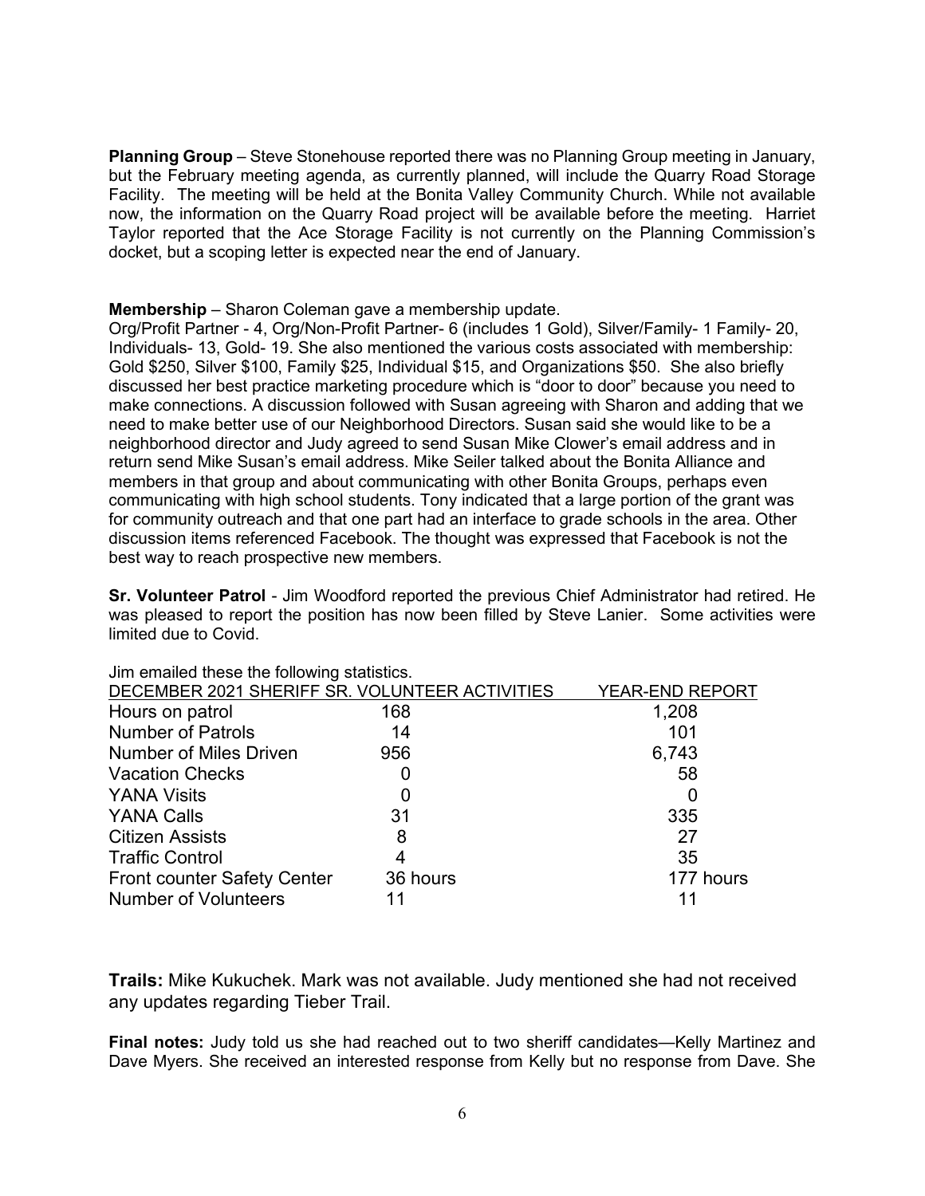**Planning Group** – Steve Stonehouse reported there was no Planning Group meeting in January, but the February meeting agenda, as currently planned, will include the Quarry Road Storage Facility. The meeting will be held at the Bonita Valley Community Church. While not available now, the information on the Quarry Road project will be available before the meeting. Harriet Taylor reported that the Ace Storage Facility is not currently on the Planning Commission's docket, but a scoping letter is expected near the end of January.

**Membership** – Sharon Coleman gave a membership update.
Org/Profit Partner - 4, Org/Non-Profit Partner- 6 (includes 1 Gold), Silver/Family- 1 Family- 20, Individuals- 13, Gold- 19. She also mentioned the various costs associated with membership: Gold $250, Silver $100, Family $25, Individual $15, and Organizations $50. She also briefly discussed her best practice marketing procedure which is "door to door" because you need to make connections. A discussion followed with Susan agreeing with Sharon and adding that we need to make better use of our Neighborhood Directors. Susan said she would like to be a neighborhood director and Judy agreed to send Susan Mike Clower's email address and in return send Mike Susan's email address. Mike Seiler talked about the Bonita Alliance and members in that group and about communicating with other Bonita Groups, perhaps even communicating with high school students. Tony indicated that a large portion of the grant was for community outreach and that one part had an interface to grade schools in the area. Other discussion items referenced Facebook. The thought was expressed that Facebook is not the best way to reach prospective new members.

**Sr. Volunteer Patrol** - Jim Woodford reported the previous Chief Administrator had retired. He was pleased to report the position has now been filled by Steve Lanier. Some activities were limited due to Covid.

Jim emailed these the following statistics.

| DECEMBER 2021 SHERIFF SR. VOLUNTEER ACTIVITIES | | YEAR-END REPORT |
|---|---|---|
| Hours on patrol | 168 | 1,208 |
| Number of Patrols | 14 | 101 |
| Number of Miles Driven | 956 | 6,743 |
| Vacation Checks | 0 | 58 |
| YANA Visits | 0 | 0 |
| YANA Calls | 31 | 335 |
| Citizen Assists | 8 | 27 |
| Traffic Control | 4 | 35 |
| Front counter Safety Center | 36 hours | 177 hours |
| Number of Volunteers | 11 | 11 |

**Trails:** Mike Kukuchek. Mark was not available. Judy mentioned she had not received any updates regarding Tieber Trail.

**Final notes:** Judy told us she had reached out to two sheriff candidates—Kelly Martinez and Dave Myers. She received an interested response from Kelly but no response from Dave. She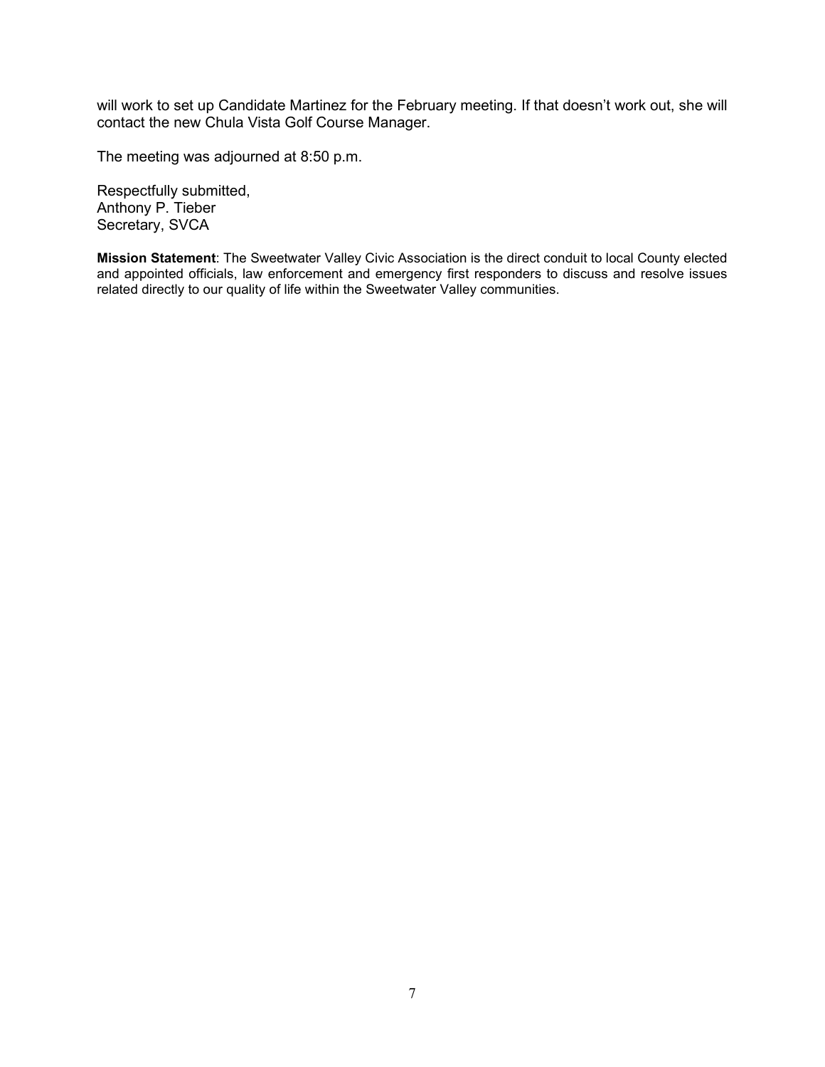will work to set up Candidate Martinez for the February meeting. If that doesn't work out, she will contact the new Chula Vista Golf Course Manager.

The meeting was adjourned at 8:50 p.m.

Respectfully submitted,
Anthony P. Tieber
Secretary, SVCA

**Mission Statement**: The Sweetwater Valley Civic Association is the direct conduit to local County elected and appointed officials, law enforcement and emergency first responders to discuss and resolve issues related directly to our quality of life within the Sweetwater Valley communities.